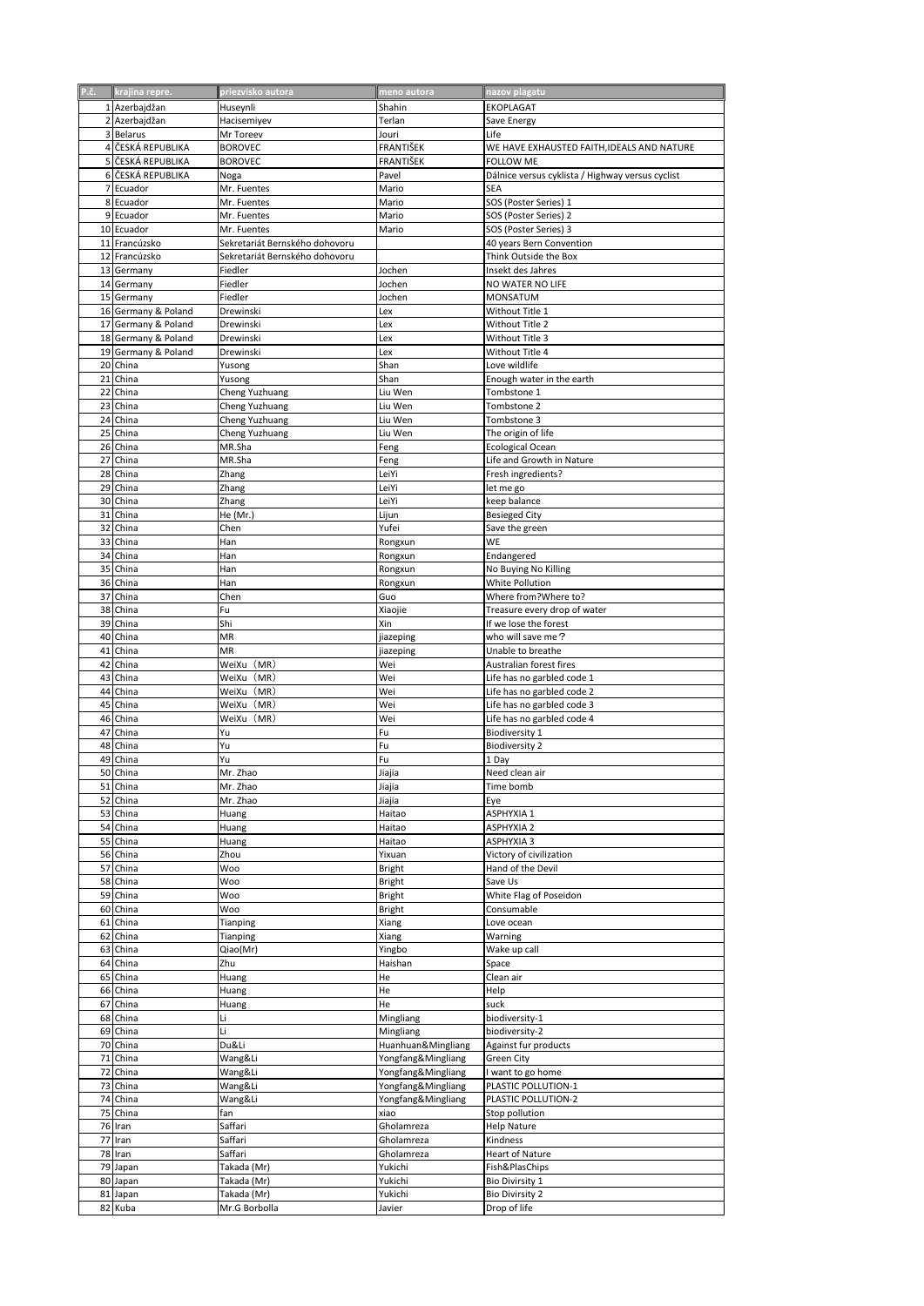| P.č. | krajina repre. | priezvisko autora | meno autora | nazov plagatu |
|---|---|---|---|---|
| 1 | Azerbajdžan | Huseynli | Shahin | EKOPLAGAT |
| 2 | Azerbajdžan | Hacisemiyev | Terlan | Save Energy |
| 3 | Belarus | Mr Toreev | Jouri | Life |
| 4 | ČESKÁ REPUBLIKA | BOROVEC | FRANTIŠEK | WE HAVE EXHAUSTED FAITH,IDEALS AND NATURE |
| 5 | ČESKÁ REPUBLIKA | BOROVEC | FRANTIŠEK | FOLLOW ME |
| 6 | ČESKÁ REPUBLIKA | Noga | Pavel | Dálnice versus cyklista / Highway versus cyclist |
| 7 | Ecuador | Mr. Fuentes | Mario | SEA |
| 8 | Ecuador | Mr. Fuentes | Mario | SOS (Poster Series) 1 |
| 9 | Ecuador | Mr. Fuentes | Mario | SOS (Poster Series) 2 |
| 10 | Ecuador | Mr. Fuentes | Mario | SOS (Poster Series) 3 |
| 11 | Francúzsko | Sekretariát Bernského dohovoru | | 40 years Bern Convention |
| 12 | Francúzsko | Sekretariát Bernského dohovoru | | Think Outside the Box |
| 13 | Germany | Fiedler | Jochen | Insekt des Jahres |
| 14 | Germany | Fiedler | Jochen | NO WATER NO LIFE |
| 15 | Germany | Fiedler | Jochen | MONSATUM |
| 16 | Germany & Poland | Drewinski | Lex | Without Title 1 |
| 17 | Germany & Poland | Drewinski | Lex | Without Title 2 |
| 18 | Germany & Poland | Drewinski | Lex | Without Title 3 |
| 19 | Germany & Poland | Drewinski | Lex | Without Title 4 |
| 20 | China | Yusong | Shan | Love wildlife |
| 21 | China | Yusong | Shan | Enough water in the earth |
| 22 | China | Cheng Yuzhuang | Liu Wen | Tombstone 1 |
| 23 | China | Cheng Yuzhuang | Liu Wen | Tombstone 2 |
| 24 | China | Cheng Yuzhuang | Liu Wen | Tombstone 3 |
| 25 | China | Cheng Yuzhuang | Liu Wen | The origin of life |
| 26 | China | MR.Sha | Feng | Ecological Ocean |
| 27 | China | MR.Sha | Feng | Life and Growth in Nature |
| 28 | China | Zhang | LeiYi | Fresh ingredients? |
| 29 | China | Zhang | LeiYi | let me go |
| 30 | China | Zhang | LeiYi | keep balance |
| 31 | China | He (Mr.) | Lijun | Besieged City |
| 32 | China | Chen | Yufei | Save the green |
| 33 | China | Han | Rongxun | WE |
| 34 | China | Han | Rongxun | Endangered |
| 35 | China | Han | Rongxun | No Buying No Killing |
| 36 | China | Han | Rongxun | White Pollution |
| 37 | China | Chen | Guo | Where from?Where to? |
| 38 | China | Fu | Xiaojie | Treasure every drop of water |
| 39 | China | Shi | Xin | If we lose the forest |
| 40 | China | MR | jiazeping | who will save me？ |
| 41 | China | MR | jiazeping | Unable to breathe |
| 42 | China | WeiXu （MR） | Wei | Australian forest fires |
| 43 | China | WeiXu （MR） | Wei | Life has no garbled code 1 |
| 44 | China | WeiXu （MR） | Wei | Life has no garbled code 2 |
| 45 | China | WeiXu （MR） | Wei | Life has no garbled code 3 |
| 46 | China | WeiXu （MR） | Wei | Life has no garbled code 4 |
| 47 | China | Yu | Fu | Biodiversity 1 |
| 48 | China | Yu | Fu | Biodiversity 2 |
| 49 | China | Yu | Fu | 1 Day |
| 50 | China | Mr. Zhao | Jiajia | Need clean air |
| 51 | China | Mr. Zhao | Jiajia | Time bomb |
| 52 | China | Mr. Zhao | Jiajia | Eye |
| 53 | China | Huang | Haitao | ASPHYXIA 1 |
| 54 | China | Huang | Haitao | ASPHYXIA 2 |
| 55 | China | Huang | Haitao | ASPHYXIA 3 |
| 56 | China | Zhou | Yixuan | Victory of civilization |
| 57 | China | Woo | Bright | Hand of the Devil |
| 58 | China | Woo | Bright | Save Us |
| 59 | China | Woo | Bright | White Flag of Poseidon |
| 60 | China | Woo | Bright | Consumable |
| 61 | China | Tianping | Xiang | Love ocean |
| 62 | China | Tianping | Xiang | Warning |
| 63 | China | Qiao(Mr) | Yingbo | Wake up call |
| 64 | China | Zhu | Haishan | Space |
| 65 | China | Huang | He | Clean air |
| 66 | China | Huang | He | Help |
| 67 | China | Huang | He | suck |
| 68 | China | Li | Mingliang | biodiversity-1 |
| 69 | China | Li | Mingliang | biodiversity-2 |
| 70 | China | Du&Li | Huanhuan&Mingliang | Against fur products |
| 71 | China | Wang&Li | Yongfang&Mingliang | Green City |
| 72 | China | Wang&Li | Yongfang&Mingliang | I want to go home |
| 73 | China | Wang&Li | Yongfang&Mingliang | PLASTIC POLLUTION-1 |
| 74 | China | Wang&Li | Yongfang&Mingliang | PLASTIC POLLUTION-2 |
| 75 | China | fan | xiao | Stop pollution |
| 76 | Iran | Saffari | Gholamreza | Help Nature |
| 77 | Iran | Saffari | Gholamreza | Kindness |
| 78 | Iran | Saffari | Gholamreza | Heart of Nature |
| 79 | Japan | Takada (Mr) | Yukichi | Fish&PlasChips |
| 80 | Japan | Takada (Mr) | Yukichi | Bio Divirsity 1 |
| 81 | Japan | Takada (Mr) | Yukichi | Bio Divirsity 2 |
| 82 | Kuba | Mr.G Borbolla | Javier | Drop of life |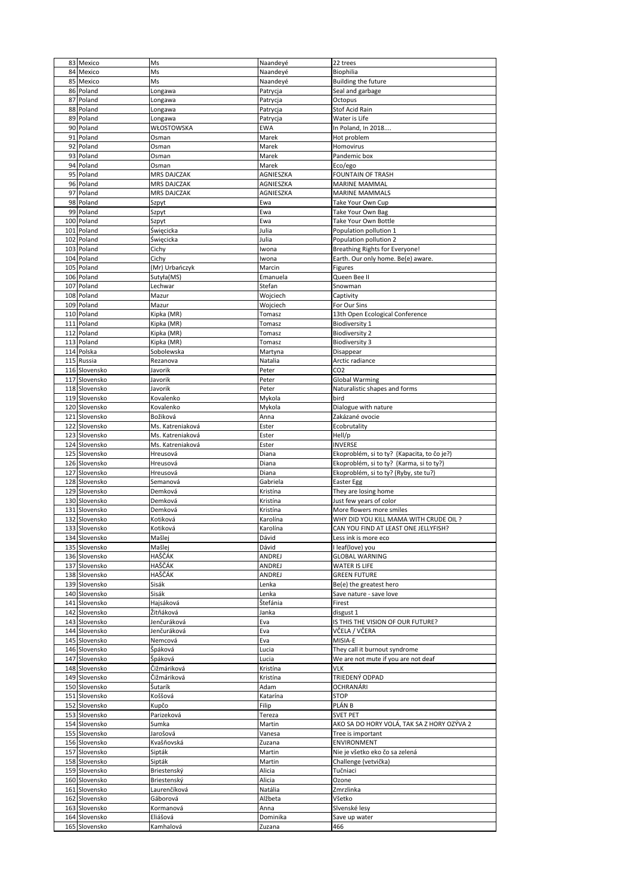| | | | | |
|---|---|---|---|---|
| 83 | Mexico | Ms | Naandeyé | 22 trees |
| 84 | Mexico | Ms | Naandeyé | Biophilia |
| 85 | Mexico | Ms | Naandeyé | Building the future |
| 86 | Poland | Longawa | Patrycja | Seal and garbage |
| 87 | Poland | Longawa | Patrycja | Octopus |
| 88 | Poland | Longawa | Patrycja | Stof Acid Rain |
| 89 | Poland | Longawa | Patrycja | Water is Life |
| 90 | Poland | WŁOSTOWSKA | EWA | In Poland, In 2018.... |
| 91 | Poland | Osman | Marek | Hot problem |
| 92 | Poland | Osman | Marek | Homovirus |
| 93 | Poland | Osman | Marek | Pandemic box |
| 94 | Poland | Osman | Marek | Eco/ego |
| 95 | Poland | MRS DAJCZAK | AGNIESZKA | FOUNTAIN OF TRASH |
| 96 | Poland | MRS DAJCZAK | AGNIESZKA | MARINE MAMMAL |
| 97 | Poland | MRS DAJCZAK | AGNIESZKA | MARINE MAMMALS |
| 98 | Poland | Szpyt | Ewa | Take Your Own Cup |
| 99 | Poland | Szpyt | Ewa | Take Your Own Bag |
| 100 | Poland | Szpyt | Ewa | Take Your Own Bottle |
| 101 | Poland | Święcicka | Julia | Population pollution 1 |
| 102 | Poland | Święcicka | Julia | Population pollution 2 |
| 103 | Poland | Cichy | Iwona | Breathing Rights for Everyone! |
| 104 | Poland | Cichy | Iwona | Earth. Our only home. Be(e) aware. |
| 105 | Poland | (Mr) Urbańczyk | Marcin | Figures |
| 106 | Poland | Sutyła(MS) | Emanuela | Queen Bee II |
| 107 | Poland | Lechwar | Stefan | Snowman |
| 108 | Poland | Mazur | Wojciech | Captivity |
| 109 | Poland | Mazur | Wojciech | For Our Sins |
| 110 | Poland | Kipka (MR) | Tomasz | 13th Open Ecological Conference |
| 111 | Poland | Kipka (MR) | Tomasz | Biodiversity 1 |
| 112 | Poland | Kipka (MR) | Tomasz | Biodiversity 2 |
| 113 | Poland | Kipka (MR) | Tomasz | Biodiversity 3 |
| 114 | Polska | Sobolewska | Martyna | Disappear |
| 115 | Russia | Rezanova | Natalia | Arctic radiance |
| 116 | Slovensko | Javorik | Peter | CO2 |
| 117 | Slovensko | Javorik | Peter | Global Warming |
| 118 | Slovensko | Javorik | Peter | Naturalistic shapes and forms |
| 119 | Slovensko | Kovalenko | Mykola | bird |
| 120 | Slovensko | Kovalenko | Mykola | Dialogue with nature |
| 121 | Slovensko | Božiková | Anna | Zakázané ovocie |
| 122 | Slovensko | Ms. Katreniaková | Ester | Ecobrutality |
| 123 | Slovensko | Ms. Katreniaková | Ester | Hell/p |
| 124 | Slovensko | Ms. Katreniaková | Ester | INVERSE |
| 125 | Slovensko | Hreusová | Diana | Ekoproblém, si to ty? (Kapacita, to čo je?) |
| 126 | Slovensko | Hreusová | Diana | Ekoproblém, si to ty? (Karma, si to ty?) |
| 127 | Slovensko | Hreusová | Diana | Ekoproblém, si to ty? (Ryby, ste tu?) |
| 128 | Slovensko | Semanová | Gabriela | Easter Egg |
| 129 | Slovensko | Demková | Kristína | They are losing home |
| 130 | Slovensko | Demková | Kristína | Just few years of color |
| 131 | Slovensko | Demková | Kristína | More flowers more smiles |
| 132 | Slovensko | Kotiková | Karolína | WHY DID YOU KILL MAMA WITH CRUDE OIL ? |
| 133 | Slovensko | Kotiková | Karolína | CAN YOU FIND AT LEAST ONE JELLYFISH? |
| 134 | Slovensko | Mašlej | Dávid | Less ink is more eco |
| 135 | Slovensko | Mašlej | Dávid | I leaf(love) you |
| 136 | Slovensko | HAŠČÁK | ANDREJ | GLOBAL WARNING |
| 137 | Slovensko | HAŠČÁK | ANDREJ | WATER IS LIFE |
| 138 | Slovensko | HAŠČÁK | ANDREJ | GREEN FUTURE |
| 139 | Slovensko | Sisák | Lenka | Be(e) the greatest hero |
| 140 | Slovensko | Sisák | Lenka | Save nature - save love |
| 141 | Slovensko | Hajsáková | Štefánia | Firest |
| 142 | Slovensko | Žitňáková | Janka | disgust 1 |
| 143 | Slovensko | Jenčuráková | Eva | IS THIS THE VISION OF OUR FUTURE? |
| 144 | Slovensko | Jenčuráková | Eva | VČELA / VČERA |
| 145 | Slovensko | Nemcová | Eva | MISIA-E |
| 146 | Slovensko | Špáková | Lucia | They call it burnout syndrome |
| 147 | Slovensko | Špáková | Lucia | We are not mute if you are not deaf |
| 148 | Slovensko | Čižmáriková | Kristína | VLK |
| 149 | Slovensko | Čižmáriková | Kristína | TRIEDENÝ ODPAD |
| 150 | Slovensko | Šutarík | Adam | OCHRANÁRI |
| 151 | Slovensko | Koššová | Katarína | STOP |
| 152 | Slovensko | Kupčo | Filip | PLÁN B |
| 153 | Slovensko | Parizeková | Tereza | SVET PET |
| 154 | Slovensko | Sumka | Martin | AKO SA DO HORY VOLÁ, TAK SA Z HORY OZÝVA 2 |
| 155 | Slovensko | Jarošová | Vanesa | Tree is important |
| 156 | Slovensko | Kvašňovská | Zuzana | ENVIRONMENT |
| 157 | Slovensko | Sipták | Martin | Nie je všetko eko čo sa zelená |
| 158 | Slovensko | Sipták | Martin | Challenge (vetvička) |
| 159 | Slovensko | Briestenský | Alicia | Tučniaci |
| 160 | Slovensko | Briestenský | Alicia | Ozone |
| 161 | Slovensko | Laurenčíková | Natália | Zmrzlinka |
| 162 | Slovensko | Gáborová | Alžbeta | Všetko |
| 163 | Slovensko | Kormanová | Anna | Slvenské lesy |
| 164 | Slovensko | Eliášová | Dominika | Save up water |
| 165 | Slovensko | Kamhalová | Zuzana | 466 |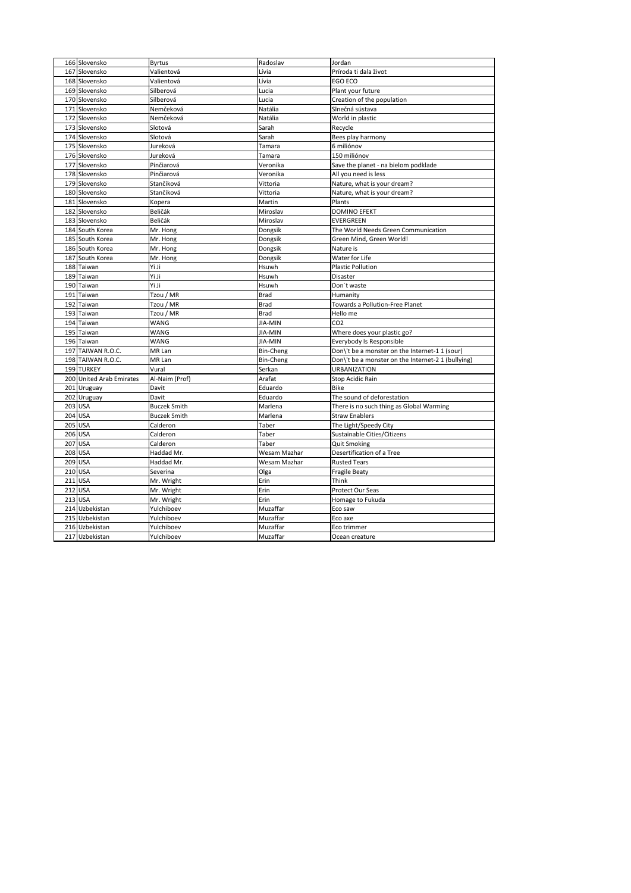| | | | | |
|---|---|---|---|---|
| 166 | Slovensko | Byrtus | Radoslav | Jordan |
| 167 | Slovensko | Valientová | Lívia | Príroda ti dala život |
| 168 | Slovensko | Valientová | Lívia | EGO ECO |
| 169 | Slovensko | Silberová | Lucia | Plant your future |
| 170 | Slovensko | Silberová | Lucia | Creation of the population |
| 171 | Slovensko | Nemčeková | Natália | Slnečná sústava |
| 172 | Slovensko | Nemčeková | Natália | World in plastic |
| 173 | Slovensko | Slotová | Sarah | Recycle |
| 174 | Slovensko | Slotová | Sarah | Bees play harmony |
| 175 | Slovensko | Jureková | Tamara | 6 miliónov |
| 176 | Slovensko | Jureková | Tamara | 150 miliónov |
| 177 | Slovensko | Pinčiarová | Veronika | Save the planet - na bielom podklade |
| 178 | Slovensko | Pinčiarová | Veronika | All you need is less |
| 179 | Slovensko | Stančíková | Vittoria | Nature, what is your dream? |
| 180 | Slovensko | Stančíková | Vittoria | Nature, what is your dream? |
| 181 | Slovensko | Kopera | Martin | Plants |
| 182 | Slovensko | Beličák | Miroslav | DOMINO EFEKT |
| 183 | Slovensko | Beličák | Miroslav | EVERGREEN |
| 184 | South Korea | Mr. Hong | Dongsik | The World Needs Green Communication |
| 185 | South Korea | Mr. Hong | Dongsik | Green Mind, Green World! |
| 186 | South Korea | Mr. Hong | Dongsik | Nature is |
| 187 | South Korea | Mr. Hong | Dongsik | Water for Life |
| 188 | Taiwan | Yi Ji | Hsuwh | Plastic Pollution |
| 189 | Taiwan | Yi Ji | Hsuwh | Disaster |
| 190 | Taiwan | Yi Ji | Hsuwh | Don´t waste |
| 191 | Taiwan | Tzou / MR | Brad | Humanity |
| 192 | Taiwan | Tzou / MR | Brad | Towards a Pollution-Free Planet |
| 193 | Taiwan | Tzou / MR | Brad | Hello me |
| 194 | Taiwan | WANG | JIA-MIN | CO2 |
| 195 | Taiwan | WANG | JIA-MIN | Where does your plastic go? |
| 196 | Taiwan | WANG | JIA-MIN | Everybody Is Responsible |
| 197 | TAIWAN R.O.C. | MR Lan | Bin-Cheng | Don\'t be a monster on the Internet-1 1 (sour) |
| 198 | TAIWAN R.O.C. | MR Lan | Bin-Cheng | Don\'t be a monster on the Internet-2 1 (bullying) |
| 199 | TURKEY | Vural | Serkan | URBANIZATION |
| 200 | United Arab Emirates | Al-Naim (Prof) | Arafat | Stop Acidic Rain |
| 201 | Uruguay | Davit | Eduardo | Bike |
| 202 | Uruguay | Davit | Eduardo | The sound of deforestation |
| 203 | USA | Buczek Smith | Marlena | There is no such thing as Global Warming |
| 204 | USA | Buczek Smith | Marlena | Straw Enablers |
| 205 | USA | Calderon | Taber | The Light/Speedy City |
| 206 | USA | Calderon | Taber | Sustainable Cities/Citizens |
| 207 | USA | Calderon | Taber | Quit Smoking |
| 208 | USA | Haddad Mr. | Wesam Mazhar | Desertification of a Tree |
| 209 | USA | Haddad Mr. | Wesam Mazhar | Rusted Tears |
| 210 | USA | Severina | Olga | Fragile Beaty |
| 211 | USA | Mr. Wright | Erin | Think |
| 212 | USA | Mr. Wright | Erin | Protect Our Seas |
| 213 | USA | Mr. Wright | Erin | Homage to Fukuda |
| 214 | Uzbekistan | Yulchiboev | Muzaffar | Eco saw |
| 215 | Uzbekistan | Yulchiboev | Muzaffar | Eco axe |
| 216 | Uzbekistan | Yulchiboev | Muzaffar | Eco trimmer |
| 217 | Uzbekistan | Yulchiboev | Muzaffar | Ocean creature |